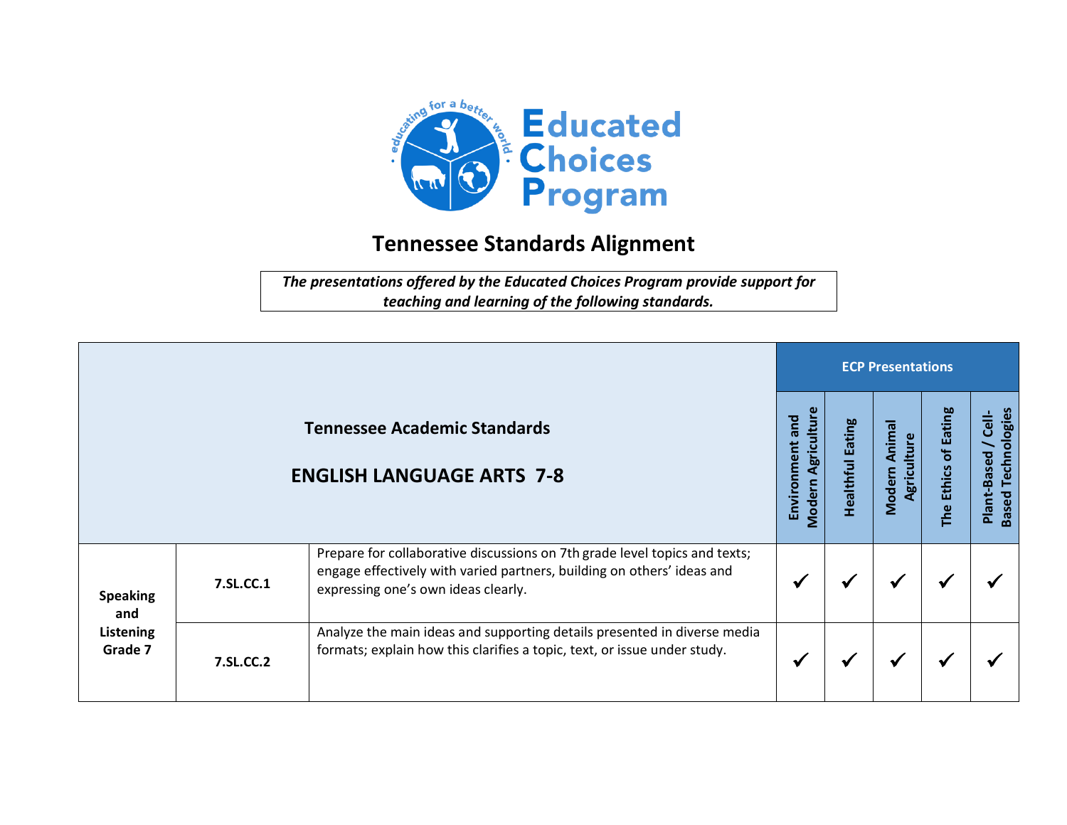# Tennessee Standards Alignment

*The presentations offered by the Educated Choices Program provide support for teaching and learning of the following standards.*

| Tennessee Academic Standards<br><br>ENGLISH LANGUAGE ARTS 7-8 | | | ECP Presentations | | | | |
|---|---|---|---|---|---|---|---|
| | | | Environment and Modern Agriculture | Healthful Eating | Modern Animal Agriculture | The Ethics of Eating | Plant-Based / Cell-Based Technologies |
| Speaking and Listening Grade 7 | 7.SL.CC.1 | Prepare for collaborative discussions on 7th grade level topics and texts; engage effectively with varied partners, building on others' ideas and expressing one's own ideas clearly. | ✓ | ✓ | ✓ | ✓ | ✓ |
| | 7.SL.CC.2 | Analyze the main ideas and supporting details presented in diverse media formats; explain how this clarifies a topic, text, or issue under study. | ✓ | ✓ | ✓ | ✓ | ✓ |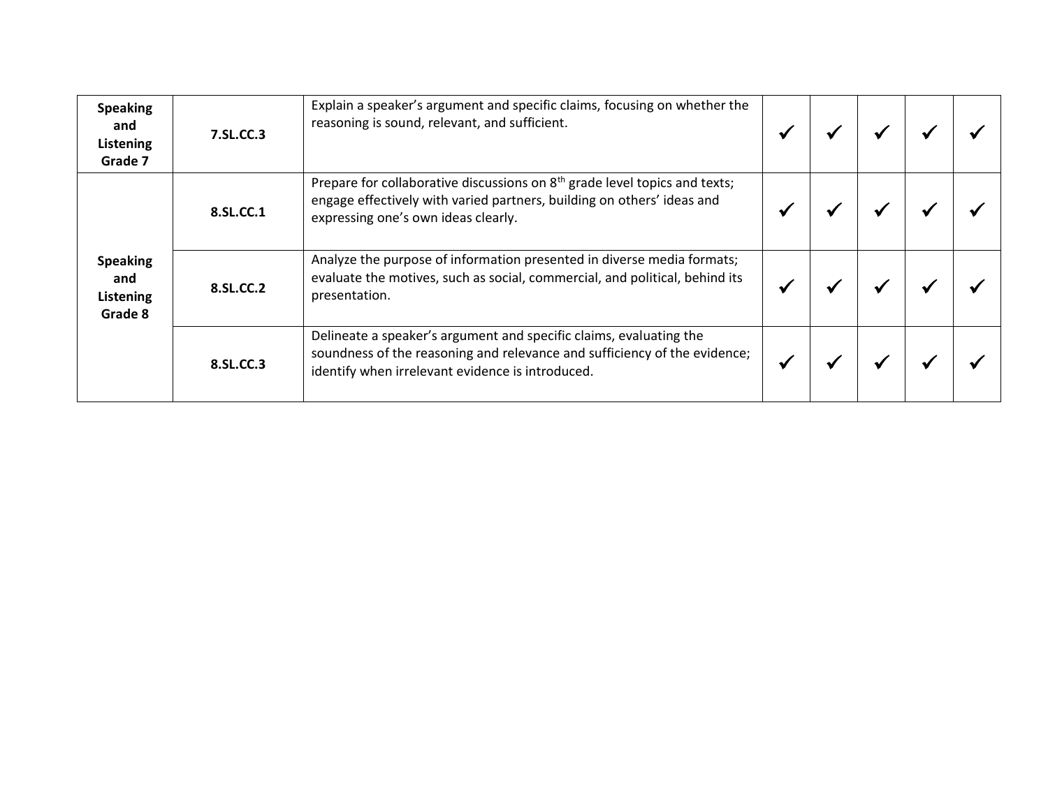| | | | | | | | |
|---|---|---|---|---|---|---|---|
| **Speaking and Listening Grade 7** | **7.SL.CC.3** | Explain a speaker's argument and specific claims, focusing on whether the reasoning is sound, relevant, and sufficient. | ✓ | ✓ | ✓ | ✓ | ✓ |
| **Speaking and Listening Grade 8** | **8.SL.CC.1** | Prepare for collaborative discussions on 8th grade level topics and texts; engage effectively with varied partners, building on others' ideas and expressing one's own ideas clearly. | ✓ | ✓ | ✓ | ✓ | ✓ |
| | **8.SL.CC.2** | Analyze the purpose of information presented in diverse media formats; evaluate the motives, such as social, commercial, and political, behind its presentation. | ✓ | ✓ | ✓ | ✓ | ✓ |
| | **8.SL.CC.3** | Delineate a speaker's argument and specific claims, evaluating the soundness of the reasoning and relevance and sufficiency of the evidence; identify when irrelevant evidence is introduced. | ✓ | ✓ | ✓ | ✓ | ✓ |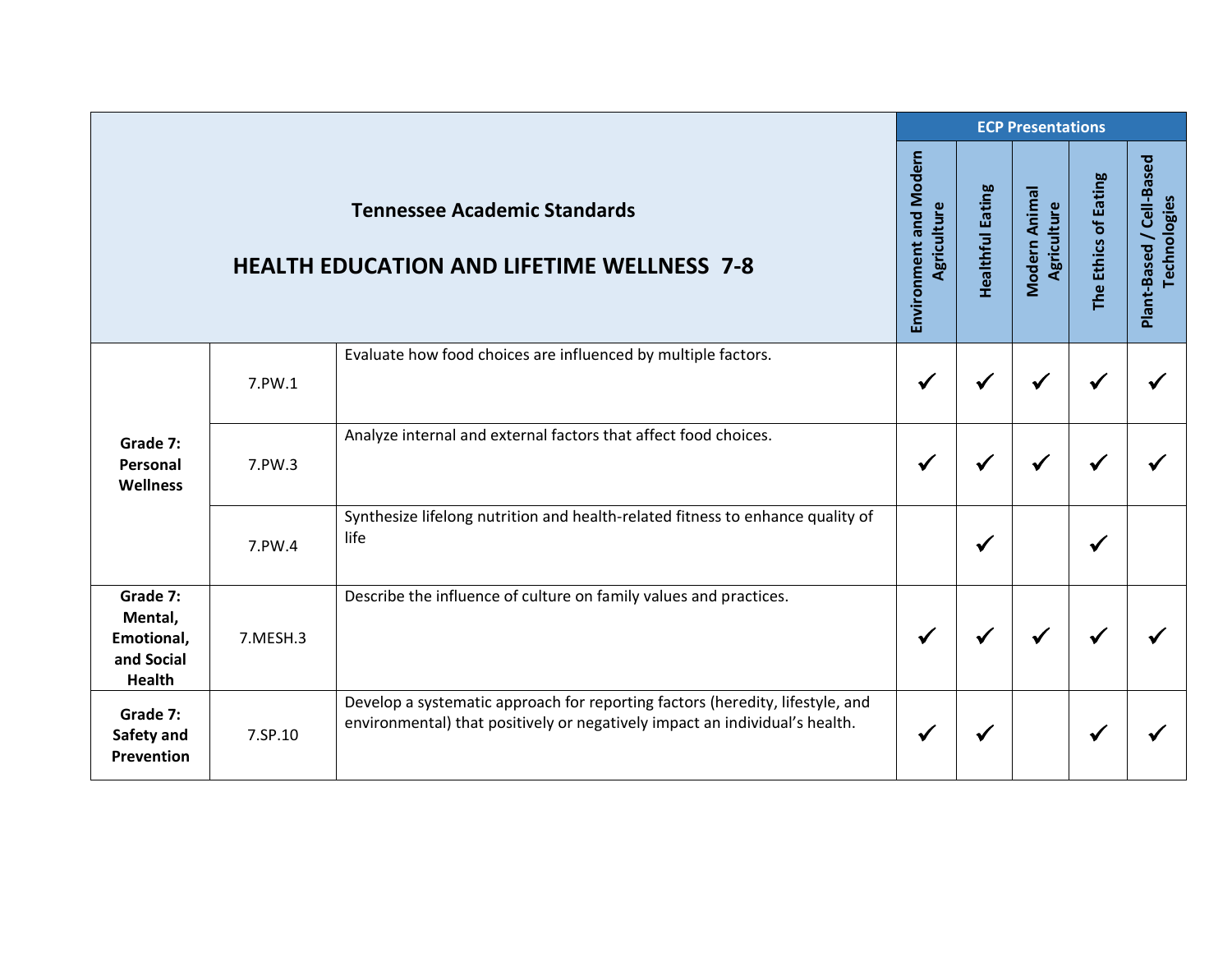| Tennessee Academic Standards<br><br>HEALTH EDUCATION AND LIFETIME WELLNESS 7-8 | | | ECP Presentations | | | | |
|---|---|---|---|---|---|---|---|
| | | | Environment and Modern Agriculture | Healthful Eating | Modern Animal Agriculture | The Ethics of Eating | Plant-Based / Cell-Based Technologies |
| **Grade 7: Personal Wellness** | 7.PW.1 | Evaluate how food choices are influenced by multiple factors. | ✔ | ✔ | ✔ | ✔ | ✔ |
| | 7.PW.3 | Analyze internal and external factors that affect food choices. | ✔ | ✔ | ✔ | ✔ | ✔ |
| | 7.PW.4 | Synthesize lifelong nutrition and health-related fitness to enhance quality of life | | ✔ | | ✔ | |
| **Grade 7: Mental, Emotional, and Social Health** | 7.MESH.3 | Describe the influence of culture on family values and practices. | ✔ | ✔ | ✔ | ✔ | ✔ |
| **Grade 7: Safety and Prevention** | 7.SP.10 | Develop a systematic approach for reporting factors (heredity, lifestyle, and environmental) that positively or negatively impact an individual's health. | ✔ | ✔ | | ✔ | ✔ |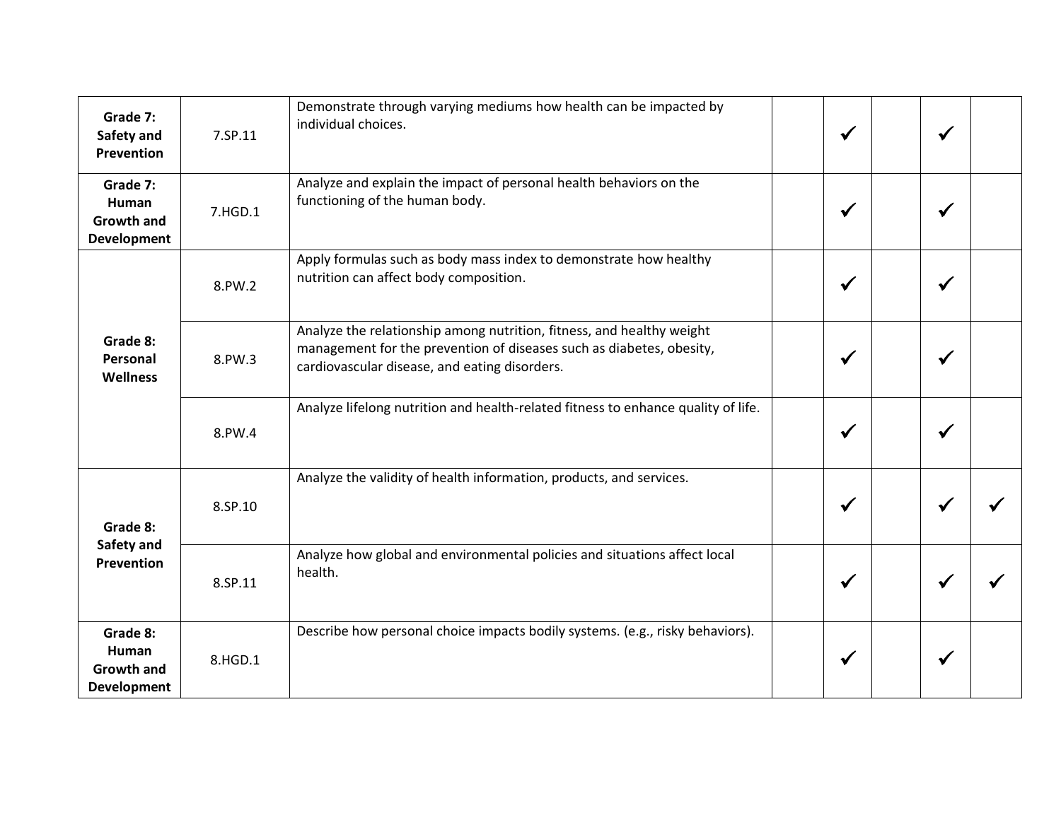| | | | | | | | |
|---|---|---|---|---|---|---|---|
| **Grade 7: Safety and Prevention** | 7.SP.11 | Demonstrate through varying mediums how health can be impacted by individual choices. | | ✓ | | ✓ | |
| **Grade 7: Human Growth and Development** | 7.HGD.1 | Analyze and explain the impact of personal health behaviors on the functioning of the human body. | | ✓ | | ✓ | |
| **Grade 8: Personal Wellness** | 8.PW.2 | Apply formulas such as body mass index to demonstrate how healthy nutrition can affect body composition. | | ✓ | | ✓ | |
| | 8.PW.3 | Analyze the relationship among nutrition, fitness, and healthy weight management for the prevention of diseases such as diabetes, obesity, cardiovascular disease, and eating disorders. | | ✓ | | ✓ | |
| | 8.PW.4 | Analyze lifelong nutrition and health-related fitness to enhance quality of life. | | ✓ | | ✓ | |
| **Grade 8: Safety and Prevention** | 8.SP.10 | Analyze the validity of health information, products, and services. | | ✓ | | ✓ | ✓ |
| | 8.SP.11 | Analyze how global and environmental policies and situations affect local health. | | ✓ | | ✓ | ✓ |
| **Grade 8: Human Growth and Development** | 8.HGD.1 | Describe how personal choice impacts bodily systems. (e.g., risky behaviors). | | ✓ | | ✓ | |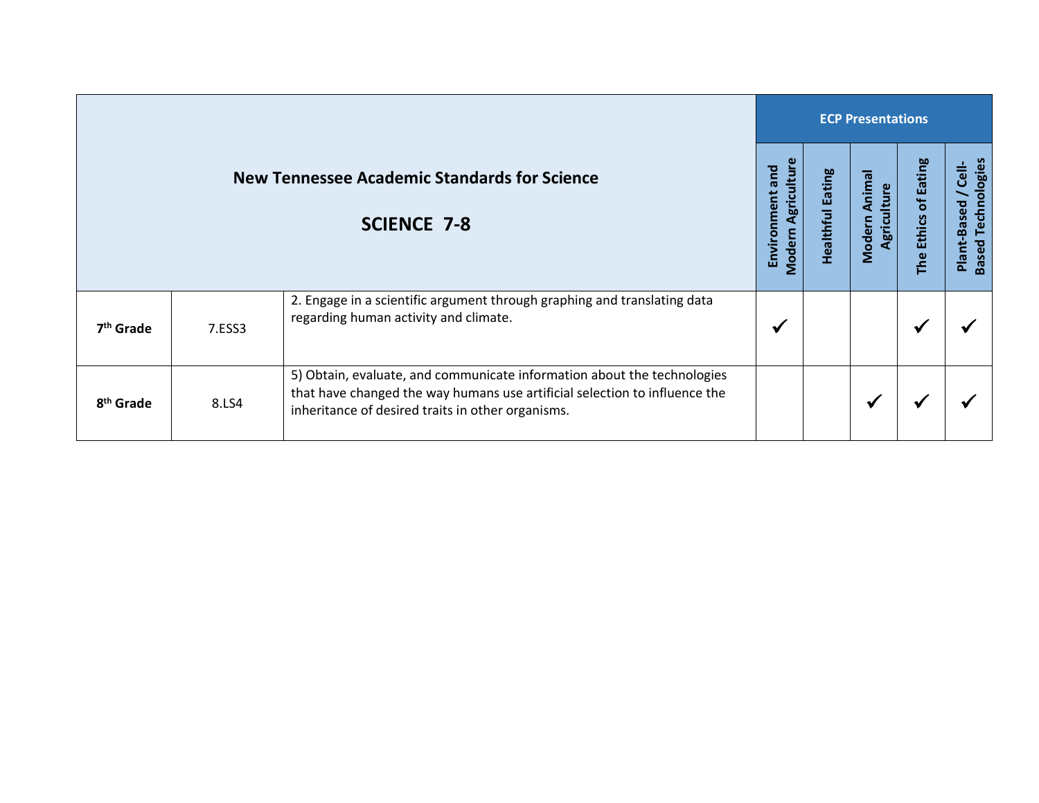| New Tennessee Academic Standards for Science<br><br>SCIENCE 7-8 | | | ECP Presentations | | | | |
|---|---|---|---|---|---|---|---|
| | | | Environment and Modern Agriculture | Healthful Eating | Modern Animal Agriculture | The Ethics of Eating | Plant-Based / Cell-Based Technologies |
| 7th Grade | 7.ESS3 | 2. Engage in a scientific argument through graphing and translating data regarding human activity and climate. | ✓ | | | ✓ | ✓ |
| 8th Grade | 8.LS4 | 5) Obtain, evaluate, and communicate information about the technologies that have changed the way humans use artificial selection to influence the inheritance of desired traits in other organisms. | | | ✓ | ✓ | ✓ |